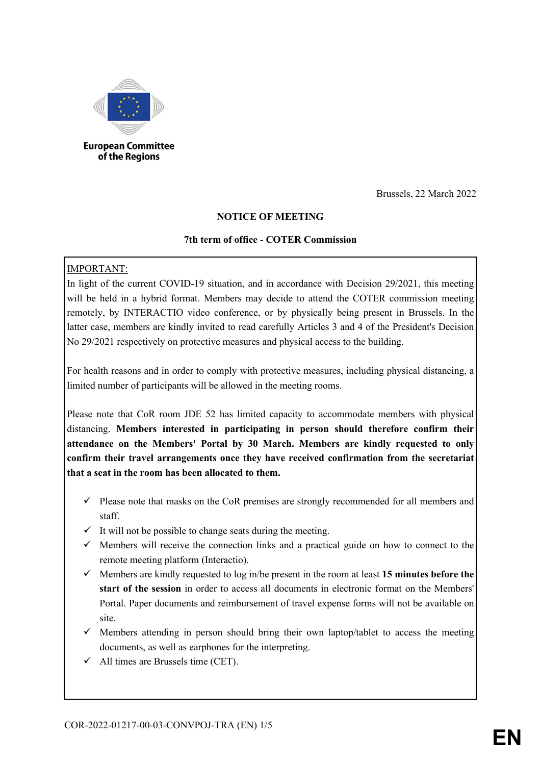European Committee of the Regions

Brussels, 22 March 2022

# NOTICE OF MEETING

## 7th term of office - COTER Commission

IMPORTANT:

In light of the current COVID-19 situation, and in accordance with Decision 29/2021, this meeting will be held in a hybrid format. Members may decide to attend the COTER commission meeting remotely, by INTERACTIO video conference, or by physically being present in Brussels. In the latter case, members are kindly invited to read carefully Articles 3 and 4 of the President's Decision No 29/2021 respectively on protective measures and physical access to the building.

For health reasons and in order to comply with protective measures, including physical distancing, a limited number of participants will be allowed in the meeting rooms.

Please note that CoR room JDE 52 has limited capacity to accommodate members with physical distancing. **Members interested in participating in person should therefore confirm their attendance on the Members' Portal by 30 March. Members are kindly requested to only confirm their travel arrangements once they have received confirmation from the secretariat that a seat in the room has been allocated to them.**

- ✓ Please note that masks on the CoR premises are strongly recommended for all members and staff.
- ✓ It will not be possible to change seats during the meeting.
- ✓ Members will receive the connection links and a practical guide on how to connect to the remote meeting platform (Interactio).
- ✓ Members are kindly requested to log in/be present in the room at least **15 minutes before the start of the session** in order to access all documents in electronic format on the Members' Portal. Paper documents and reimbursement of travel expense forms will not be available on site.
- ✓ Members attending in person should bring their own laptop/tablet to access the meeting documents, as well as earphones for the interpreting.
- ✓ All times are Brussels time (CET).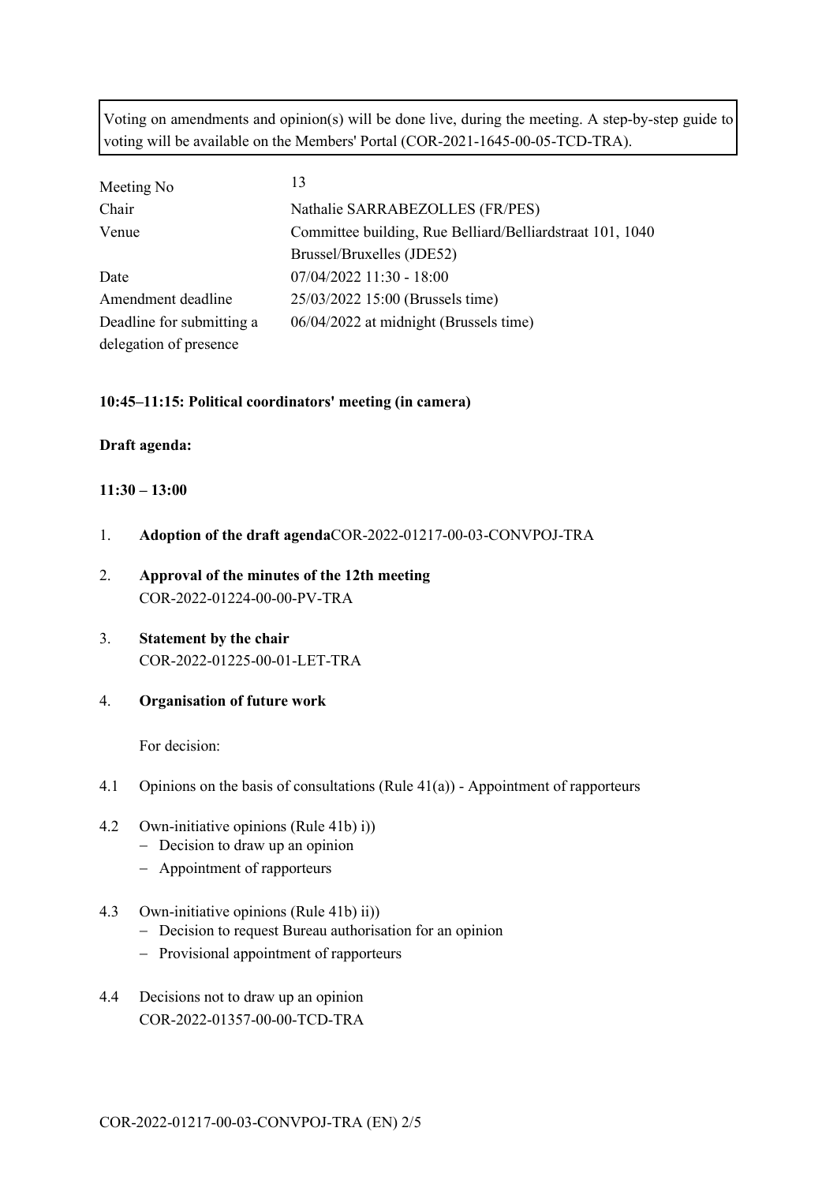Voting on amendments and opinion(s) will be done live, during the meeting. A step-by-step guide to voting will be available on the Members' Portal (COR-2021-1645-00-05-TCD-TRA).

| | |
|---|---|
| Meeting No | 13 |
| Chair | Nathalie SARRABEZOLLES (FR/PES) |
| Venue | Committee building, Rue Belliard/Belliardstraat 101, 1040 Brussel/Bruxelles (JDE52) |
| Date | 07/04/2022 11:30 - 18:00 |
| Amendment deadline | 25/03/2022 15:00 (Brussels time) |
| Deadline for submitting a delegation of presence | 06/04/2022 at midnight (Brussels time) |

**10:45–11:15: Political coordinators' meeting (in camera)**

**Draft agenda:**

**11:30 – 13:00**

1. **Adoption of the draft agenda**COR-2022-01217-00-03-CONVPOJ-TRA

2. **Approval of the minutes of the 12th meeting**
   COR-2022-01224-00-00-PV-TRA

3. **Statement by the chair**
   COR-2022-01225-00-01-LET-TRA

4. **Organisation of future work**

   For decision:

4.1 Opinions on the basis of consultations (Rule 41(a)) - Appointment of rapporteurs

4.2 Own-initiative opinions (Rule 41b) i))
   - Decision to draw up an opinion
   - Appointment of rapporteurs

4.3 Own-initiative opinions (Rule 41b) ii))
   - Decision to request Bureau authorisation for an opinion
   - Provisional appointment of rapporteurs

4.4 Decisions not to draw up an opinion
   COR-2022-01357-00-00-TCD-TRA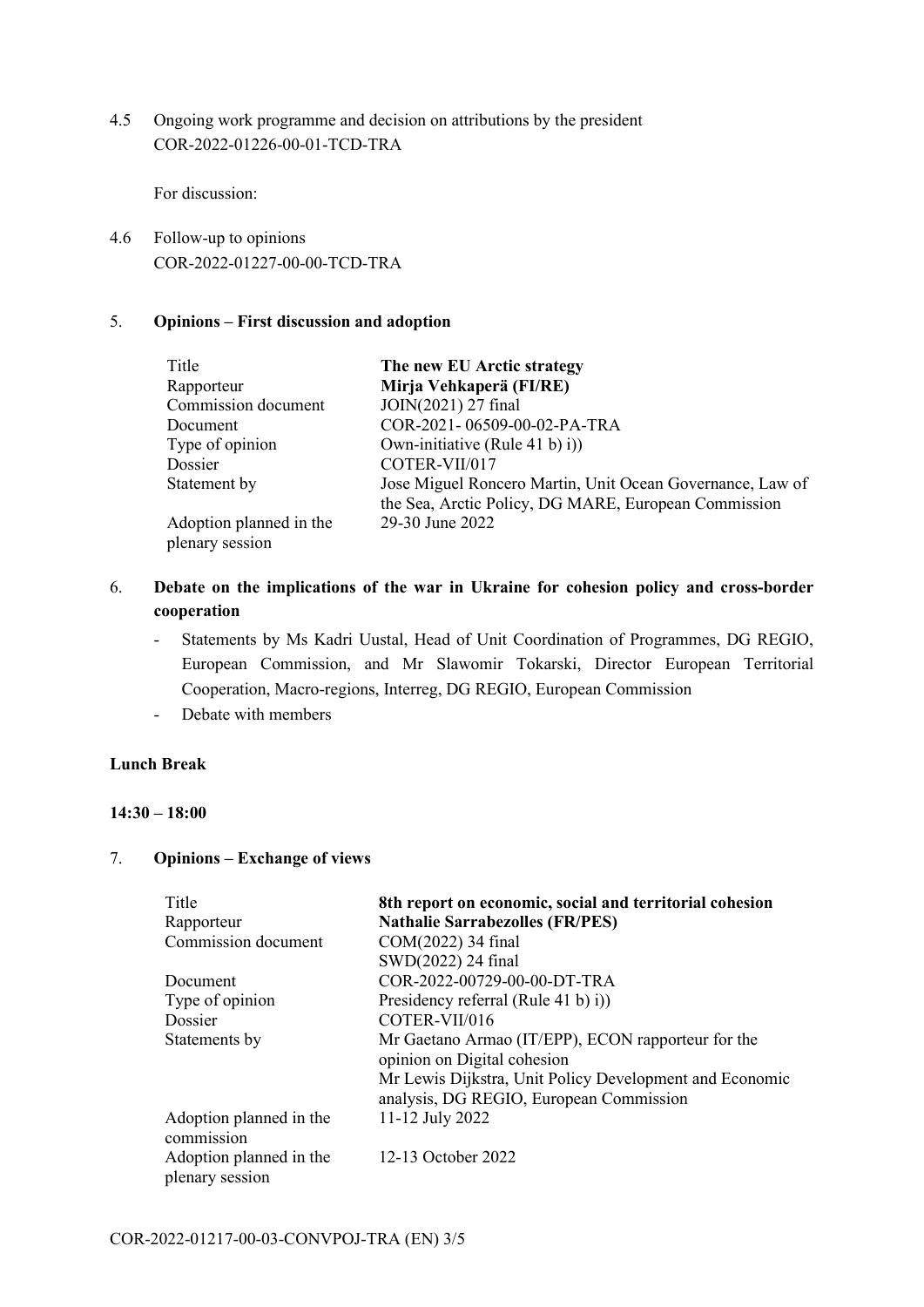4.5 Ongoing work programme and decision on attributions by the president
COR-2022-01226-00-01-TCD-TRA

For discussion:

4.6 Follow-up to opinions
COR-2022-01227-00-00-TCD-TRA

5. **Opinions – First discussion and adoption**

| | |
|---|---|
| Title | **The new EU Arctic strategy** |
| Rapporteur | **Mirja Vehkaperä (FI/RE)** |
| Commission document | JOIN(2021) 27 final |
| Document | COR-2021- 06509-00-02-PA-TRA |
| Type of opinion | Own-initiative (Rule 41 b) i)) |
| Dossier | COTER-VII/017 |
| Statement by | Jose Miguel Roncero Martin, Unit Ocean Governance, Law of the Sea, Arctic Policy, DG MARE, European Commission |
| Adoption planned in the plenary session | 29-30 June 2022 |

6. **Debate on the implications of the war in Ukraine for cohesion policy and cross-border cooperation**

- Statements by Ms Kadri Uustal, Head of Unit Coordination of Programmes, DG REGIO, European Commission, and Mr Slawomir Tokarski, Director European Territorial Cooperation, Macro-regions, Interreg, DG REGIO, European Commission
- Debate with members

**Lunch Break**

**14:30 – 18:00**

7. **Opinions – Exchange of views**

| | |
|---|---|
| Title | **8th report on economic, social and territorial cohesion** |
| Rapporteur | **Nathalie Sarrabezolles (FR/PES)** |
| Commission document | COM(2022) 34 final<br>SWD(2022) 24 final |
| Document | COR-2022-00729-00-00-DT-TRA |
| Type of opinion | Presidency referral (Rule 41 b) i)) |
| Dossier | COTER-VII/016 |
| Statements by | Mr Gaetano Armao (IT/EPP), ECON rapporteur for the opinion on Digital cohesion<br>Mr Lewis Dijkstra, Unit Policy Development and Economic analysis, DG REGIO, European Commission |
| Adoption planned in the commission | 11-12 July 2022 |
| Adoption planned in the plenary session | 12-13 October 2022 |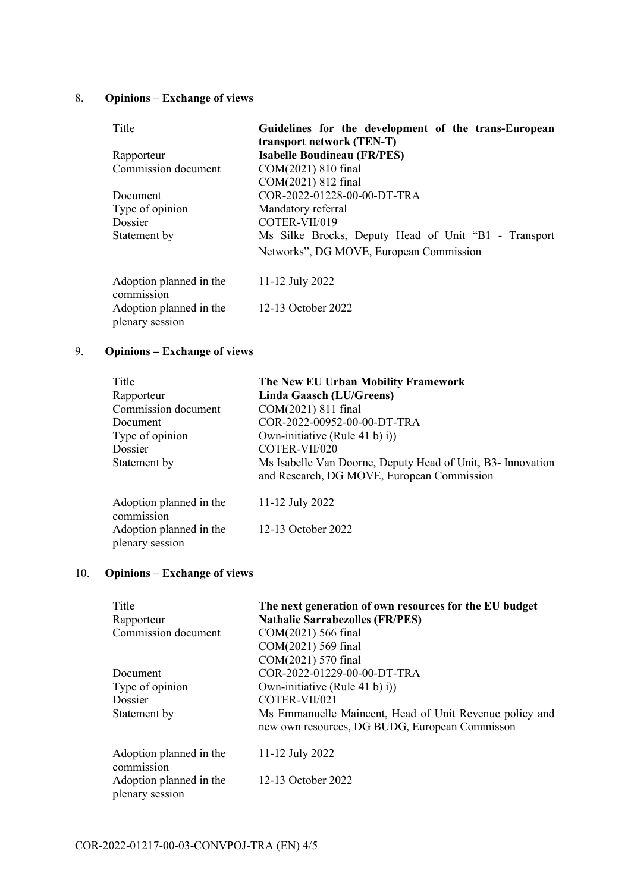8. **Opinions – Exchange of views**

| | |
|---|---|
| Title | **Guidelines for the development of the trans-European transport network (TEN-T)** |
| Rapporteur | **Isabelle Boudineau (FR/PES)** |
| Commission document | COM(2021) 810 final<br>COM(2021) 812 final |
| Document | COR-2022-01228-00-00-DT-TRA |
| Type of opinion | Mandatory referral |
| Dossier | COTER-VII/019 |
| Statement by | Ms Silke Brocks, Deputy Head of Unit "B1 - Transport Networks", DG MOVE, European Commission |
| Adoption planned in the commission | 11-12 July 2022 |
| Adoption planned in the plenary session | 12-13 October 2022 |

9. **Opinions – Exchange of views**

| | |
|---|---|
| Title | **The New EU Urban Mobility Framework** |
| Rapporteur | **Linda Gaasch (LU/Greens)** |
| Commission document | COM(2021) 811 final |
| Document | COR-2022-00952-00-00-DT-TRA |
| Type of opinion | Own-initiative (Rule 41 b) i)) |
| Dossier | COTER-VII/020 |
| Statement by | Ms Isabelle Van Doorne, Deputy Head of Unit, B3- Innovation and Research, DG MOVE, European Commission |
| Adoption planned in the commission | 11-12 July 2022 |
| Adoption planned in the plenary session | 12-13 October 2022 |

10. **Opinions – Exchange of views**

| | |
|---|---|
| Title | **The next generation of own resources for the EU budget** |
| Rapporteur | **Nathalie Sarrabezolles (FR/PES)** |
| Commission document | COM(2021) 566 final<br>COM(2021) 569 final<br>COM(2021) 570 final |
| Document | COR-2022-01229-00-00-DT-TRA |
| Type of opinion | Own-initiative (Rule 41 b) i)) |
| Dossier | COTER-VII/021 |
| Statement by | Ms Emmanuelle Maincent, Head of Unit Revenue policy and new own resources, DG BUDG, European Commisson |
| Adoption planned in the commission | 11-12 July 2022 |
| Adoption planned in the plenary session | 12-13 October 2022 |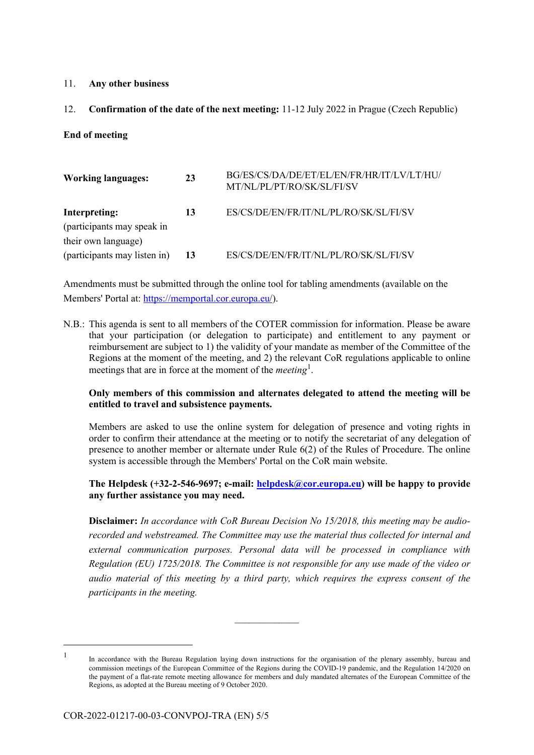11. **Any other business**

12. **Confirmation of the date of the next meeting:** 11-12 July 2022 in Prague (Czech Republic)

**End of meeting**

| | | |
|---|---|---|
| **Working languages:** | **23** | BG/ES/CS/DA/DE/ET/EL/EN/FR/HR/IT/LV/LT/HU/ MT/NL/PL/PT/RO/SK/SL/FI/SV |
| **Interpreting:** (participants may speak in their own language) | **13** | ES/CS/DE/EN/FR/IT/NL/PL/RO/SK/SL/FI/SV |
| (participants may listen in) | **13** | ES/CS/DE/EN/FR/IT/NL/PL/RO/SK/SL/FI/SV |

Amendments must be submitted through the online tool for tabling amendments (available on the Members' Portal at: https://memportal.cor.europa.eu/).

N.B.: This agenda is sent to all members of the COTER commission for information. Please be aware that your participation (or delegation to participate) and entitlement to any payment or reimbursement are subject to 1) the validity of your mandate as member of the Committee of the Regions at the moment of the meeting, and 2) the relevant CoR regulations applicable to online meetings that are in force at the moment of the *meeting*[1].

**Only members of this commission and alternates delegated to attend the meeting will be entitled to travel and subsistence payments.**

Members are asked to use the online system for delegation of presence and voting rights in order to confirm their attendance at the meeting or to notify the secretariat of any delegation of presence to another member or alternate under Rule 6(2) of the Rules of Procedure. The online system is accessible through the Members' Portal on the CoR main website.

**The Helpdesk (+32-2-546-9697; e-mail: helpdesk@cor.europa.eu) will be happy to provide any further assistance you may need.**

**Disclaimer:** *In accordance with CoR Bureau Decision No 15/2018, this meeting may be audio-recorded and webstreamed. The Committee may use the material thus collected for internal and external communication purposes. Personal data will be processed in compliance with Regulation (EU) 1725/2018. The Committee is not responsible for any use made of the video or audio material of this meeting by a third party, which requires the express consent of the participants in the meeting.*

_____________

[1] In accordance with the Bureau Regulation laying down instructions for the organisation of the plenary assembly, bureau and commission meetings of the European Committee of the Regions during the COVID-19 pandemic, and the Regulation 14/2020 on the payment of a flat-rate remote meeting allowance for members and duly mandated alternates of the European Committee of the Regions, as adopted at the Bureau meeting of 9 October 2020.

COR-2022-01217-00-03-CONVPOJ-TRA (EN)